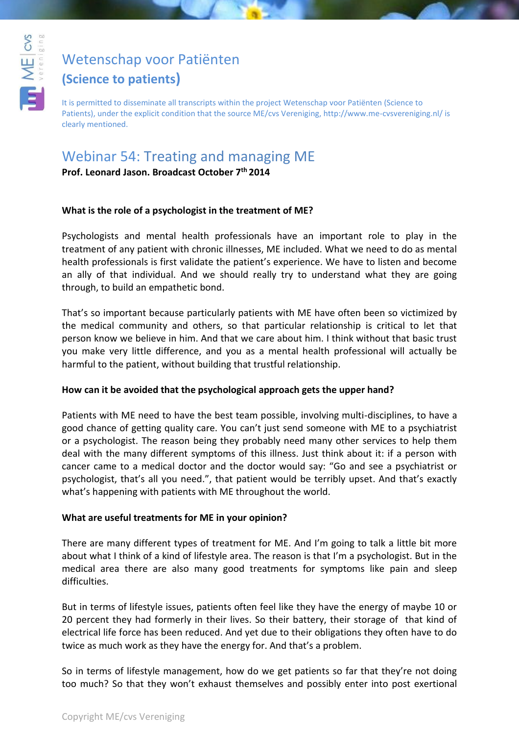# Wetenschap voor Patiënten
## (Science to patients)

It is permitted to disseminate all transcripts within the project Wetenschap voor Patiënten (Science to Patients), under the explicit condition that the source ME/cvs Vereniging, http://www.me-cvsvereniging.nl/ is clearly mentioned.

# Webinar 54: Treating and managing ME

**Prof. Leonard Jason. Broadcast October 7th 2014**

**What is the role of a psychologist in the treatment of ME?**

Psychologists and mental health professionals have an important role to play in the treatment of any patient with chronic illnesses, ME included. What we need to do as mental health professionals is first validate the patient's experience. We have to listen and become an ally of that individual. And we should really try to understand what they are going through, to build an empathetic bond.

That's so important because particularly patients with ME have often been so victimized by the medical community and others, so that particular relationship is critical to let that person know we believe in him. And that we care about him. I think without that basic trust you make very little difference, and you as a mental health professional will actually be harmful to the patient, without building that trustful relationship.

**How can it be avoided that the psychological approach gets the upper hand?**

Patients with ME need to have the best team possible, involving multi-disciplines, to have a good chance of getting quality care. You can't just send someone with ME to a psychiatrist or a psychologist. The reason being they probably need many other services to help them deal with the many different symptoms of this illness. Just think about it: if a person with cancer came to a medical doctor and the doctor would say: "Go and see a psychiatrist or psychologist, that's all you need.", that patient would be terribly upset. And that's exactly what's happening with patients with ME throughout the world.

**What are useful treatments for ME in your opinion?**

There are many different types of treatment for ME. And I'm going to talk a little bit more about what I think of a kind of lifestyle area. The reason is that I'm a psychologist. But in the medical area there are also many good treatments for symptoms like pain and sleep difficulties.

But in terms of lifestyle issues, patients often feel like they have the energy of maybe 10 or 20 percent they had formerly in their lives. So their battery, their storage of that kind of electrical life force has been reduced. And yet due to their obligations they often have to do twice as much work as they have the energy for. And that's a problem.

So in terms of lifestyle management, how do we get patients so far that they're not doing too much? So that they won't exhaust themselves and possibly enter into post exertional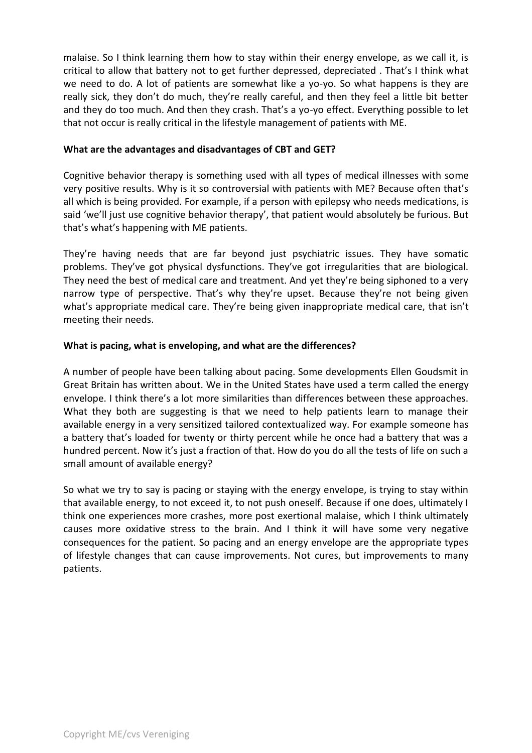malaise. So I think learning them how to stay within their energy envelope, as we call it, is critical to allow that battery not to get further depressed, depreciated . That's I think what we need to do. A lot of patients are somewhat like a yo-yo. So what happens is they are really sick, they don't do much, they're really careful, and then they feel a little bit better and they do too much. And then they crash. That's a yo-yo effect. Everything possible to let that not occur is really critical in the lifestyle management of patients with ME.

**What are the advantages and disadvantages of CBT and GET?**

Cognitive behavior therapy is something used with all types of medical illnesses with some very positive results. Why is it so controversial with patients with ME? Because often that's all which is being provided. For example, if a person with epilepsy who needs medications, is said 'we'll just use cognitive behavior therapy', that patient would absolutely be furious. But that's what's happening with ME patients.

They're having needs that are far beyond just psychiatric issues. They have somatic problems. They've got physical dysfunctions. They've got irregularities that are biological. They need the best of medical care and treatment. And yet they're being siphoned to a very narrow type of perspective. That's why they're upset. Because they're not being given what's appropriate medical care. They're being given inappropriate medical care, that isn't meeting their needs.

**What is pacing, what is enveloping, and what are the differences?**

A number of people have been talking about pacing. Some developments Ellen Goudsmit in Great Britain has written about. We in the United States have used a term called the energy envelope. I think there's a lot more similarities than differences between these approaches. What they both are suggesting is that we need to help patients learn to manage their available energy in a very sensitized tailored contextualized way. For example someone has a battery that's loaded for twenty or thirty percent while he once had a battery that was a hundred percent. Now it's just a fraction of that. How do you do all the tests of life on such a small amount of available energy?

So what we try to say is pacing or staying with the energy envelope, is trying to stay within that available energy, to not exceed it, to not push oneself. Because if one does, ultimately I think one experiences more crashes, more post exertional malaise, which I think ultimately causes more oxidative stress to the brain. And I think it will have some very negative consequences for the patient. So pacing and an energy envelope are the appropriate types of lifestyle changes that can cause improvements. Not cures, but improvements to many patients.